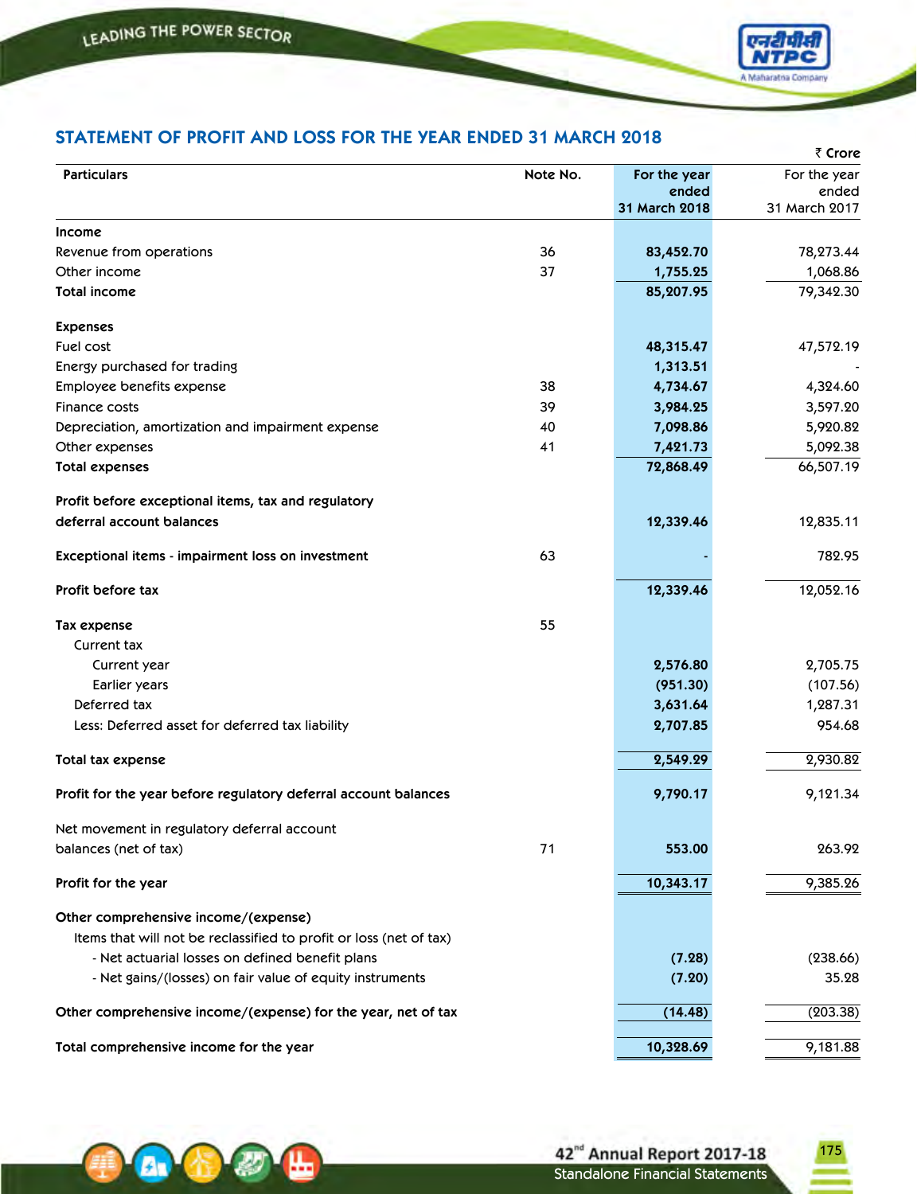## STATEMENT OF PROFIT AND LOSS FOR THE YEAR ENDED 31 MARCH 2018

₹ Crore

| Particulars | Note No. | For the year ended 31 March 2018 | For the year ended 31 March 2017 |
|---|---|---|---|
| **Income** | | | |
| Revenue from operations | 36 | **83,452.70** | 78,273.44 |
| Other income | 37 | **1,755.25** | 1,068.86 |
| **Total income** | | **85,207.95** | 79,342.30 |
| **Expenses** | | | |
| Fuel cost | | **48,315.47** | 47,572.19 |
| Energy purchased for trading | | **1,313.51** | - |
| Employee benefits expense | 38 | **4,734.67** | 4,324.60 |
| Finance costs | 39 | **3,984.25** | 3,597.20 |
| Depreciation, amortization and impairment expense | 40 | **7,098.86** | 5,920.82 |
| Other expenses | 41 | **7,421.73** | 5,092.38 |
| **Total expenses** | | **72,868.49** | 66,507.19 |
| **Profit before exceptional items, tax and regulatory deferral account balances** | | **12,339.46** | 12,835.11 |
| **Exceptional items - impairment loss on investment** | 63 | **-** | 782.95 |
| **Profit before tax** | | **12,339.46** | 12,052.16 |
| **Tax expense** | 55 | | |
| Current tax | | | |
| Current year | | **2,576.80** | 2,705.75 |
| Earlier years | | **(951.30)** | (107.56) |
| Deferred tax | | **3,631.64** | 1,287.31 |
| Less: Deferred asset for deferred tax liability | | **2,707.85** | 954.68 |
| **Total tax expense** | | **2,549.29** | 2,930.82 |
| **Profit for the year before regulatory deferral account balances** | | **9,790.17** | 9,121.34 |
| Net movement in regulatory deferral account balances (net of tax) | 71 | **553.00** | 263.92 |
| **Profit for the year** | | **10,343.17** | 9,385.26 |
| **Other comprehensive income/(expense)** | | | |
| Items that will not be reclassified to profit or loss (net of tax) | | | |
| - Net actuarial losses on defined benefit plans | | **(7.28)** | (238.66) |
| - Net gains/(losses) on fair value of equity instruments | | **(7.20)** | 35.28 |
| **Other comprehensive income/(expense) for the year, net of tax** | | **(14.48)** | (203.38) |
| **Total comprehensive income for the year** | | **10,328.69** | 9,181.88 |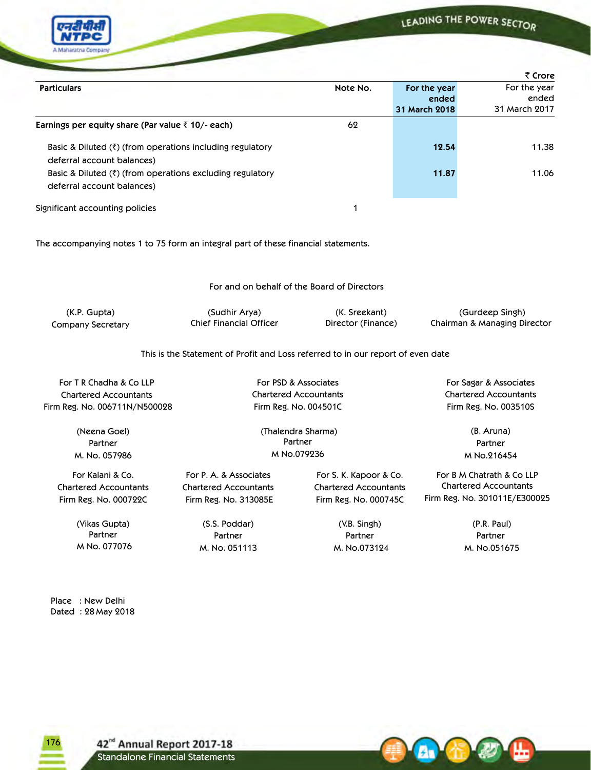₹ Crore

| Particulars | Note No. | For the year ended 31 March 2018 | For the year ended 31 March 2017 |
|---|---|---|---|
| **Earnings per equity share (Par value ₹ 10/- each)** | 62 | | |
| Basic & Diluted (₹) (from operations including regulatory deferral account balances) | | **12.54** | 11.38 |
| Basic & Diluted (₹) (from operations excluding regulatory deferral account balances) | | **11.87** | 11.06 |
| Significant accounting policies | 1 | | |

The accompanying notes 1 to 75 form an integral part of these financial statements.

For and on behalf of the Board of Directors

(K.P. Gupta)
Company Secretary

(Sudhir Arya)
Chief Financial Officer

(K. Sreekant)
Director (Finance)

(Gurdeep Singh)
Chairman & Managing Director

This is the Statement of Profit and Loss referred to in our report of even date

For T R Chadha & Co LLP
Chartered Accountants
Firm Reg. No. 006711N/N500028

(Neena Goel)
Partner
M. No. 057986

For PSD & Associates
Chartered Accountants
Firm Reg. No. 004501C

(Thalendra Sharma)
Partner
M No.079236

For Sagar & Associates
Chartered Accountants
Firm Reg. No. 003510S

(B. Aruna)
Partner
M No.216454

For Kalani & Co.
Chartered Accountants
Firm Reg. No. 000722C

(Vikas Gupta)
Partner
M No. 077076

For P. A. & Associates
Chartered Accountants
Firm Reg. No. 313085E

(S.S. Poddar)
Partner
M. No. 051113

For S. K. Kapoor & Co.
Chartered Accountants
Firm Reg. No. 000745C

(V.B. Singh)
Partner
M. No.073124

For B M Chatrath & Co LLP
Chartered Accountants
Firm Reg. No. 301011E/E300025

(P.R. Paul)
Partner
M. No.051675

Place : New Delhi
Dated : 28 May 2018